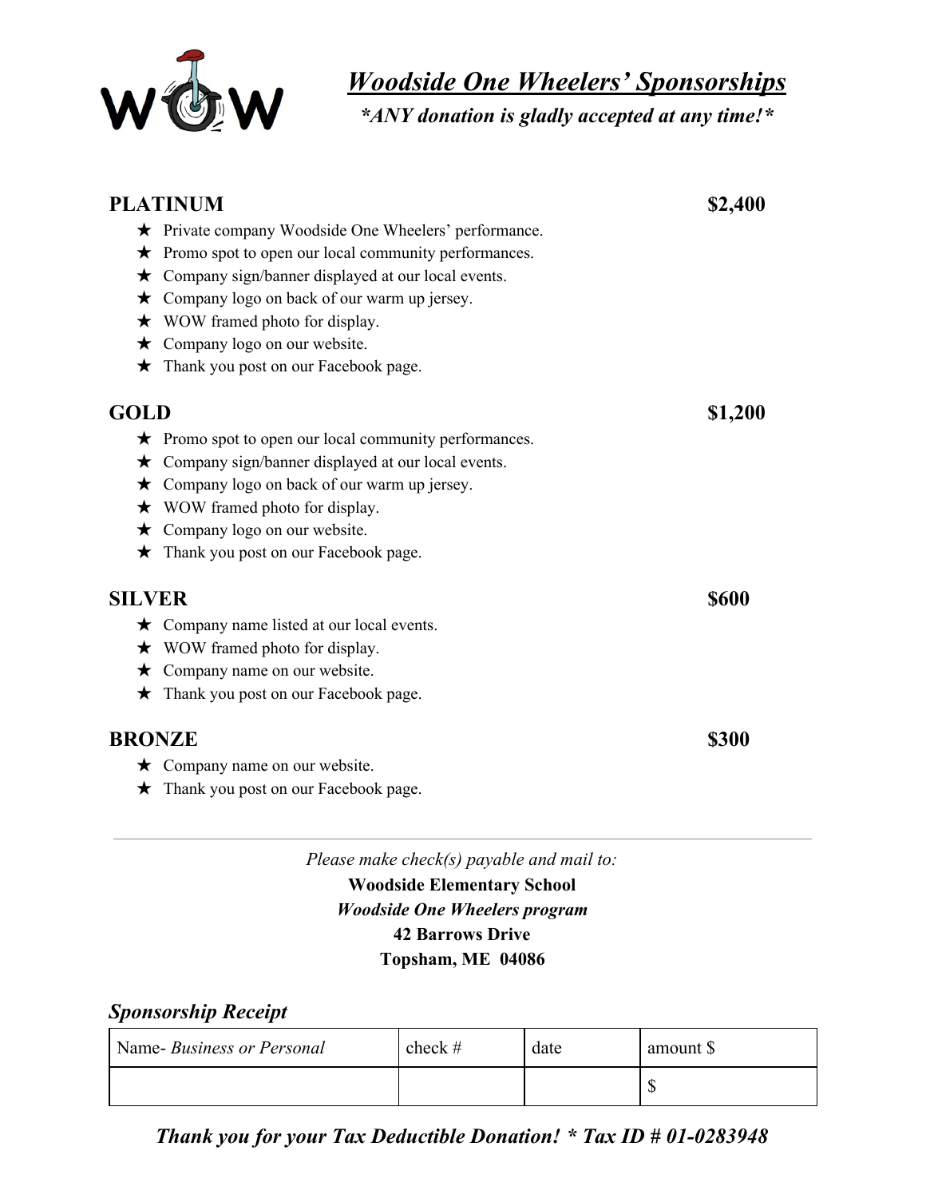# *Woodside One Wheelers' Sponsorships*

***ANY donation is gladly accepted at any time!***

## PLATINUM — $2,400

- ★ Private company Woodside One Wheelers' performance.
- ★ Promo spot to open our local community performances.
- ★ Company sign/banner displayed at our local events.
- ★ Company logo on back of our warm up jersey.
- ★ WOW framed photo for display.
- ★ Company logo on our website.
- ★ Thank you post on our Facebook page.

## GOLD — $1,200

- ★ Promo spot to open our local community performances.
- ★ Company sign/banner displayed at our local events.
- ★ Company logo on back of our warm up jersey.
- ★ WOW framed photo for display.
- ★ Company logo on our website.
- ★ Thank you post on our Facebook page.

## SILVER — $600

- ★ Company name listed at our local events.
- ★ WOW framed photo for display.
- ★ Company name on our website.
- ★ Thank you post on our Facebook page.

## BRONZE — $300

- ★ Company name on our website.
- ★ Thank you post on our Facebook page.

---

*Please make check(s) payable and mail to:*

**Woodside Elementary School**
***Woodside One Wheelers program***
**42 Barrows Drive**
**Topsham, ME 04086**

## *Sponsorship Receipt*

| Name- *Business or Personal* | check # | date | amount $ |
|---|---|---|---|
| | | | $ |

***Thank you for your Tax Deductible Donation! * Tax ID # 01-0283948***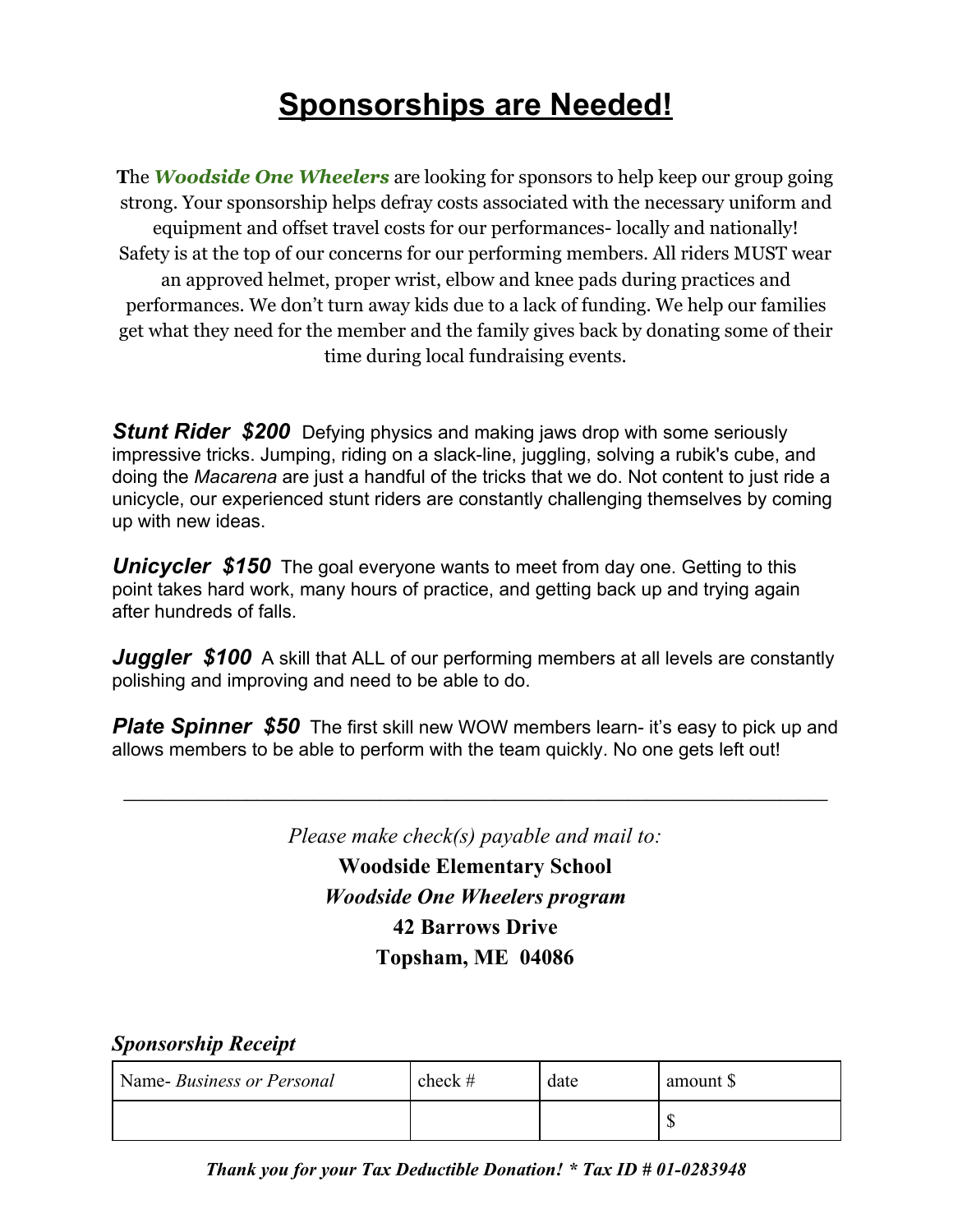# Sponsorships are Needed!

The ***Woodside One Wheelers*** are looking for sponsors to help keep our group going strong. Your sponsorship helps defray costs associated with the necessary uniform and equipment and offset travel costs for our performances- locally and nationally! Safety is at the top of our concerns for our performing members. All riders MUST wear an approved helmet, proper wrist, elbow and knee pads during practices and performances. We don't turn away kids due to a lack of funding. We help our families get what they need for the member and the family gives back by donating some of their time during local fundraising events.

***Stunt Rider  $200*** Defying physics and making jaws drop with some seriously impressive tricks. Jumping, riding on a slack-line, juggling, solving a rubik's cube, and doing the *Macarena* are just a handful of the tricks that we do. Not content to just ride a unicycle, our experienced stunt riders are constantly challenging themselves by coming up with new ideas.

***Unicycler  $150*** The goal everyone wants to meet from day one. Getting to this point takes hard work, many hours of practice, and getting back up and trying again after hundreds of falls.

***Juggler  $100*** A skill that ALL of our performing members at all levels are constantly polishing and improving and need to be able to do.

***Plate Spinner  $50*** The first skill new WOW members learn- it's easy to pick up and allows members to be able to perform with the team quickly. No one gets left out!

---

*Please make check(s) payable and mail to:*

**Woodside Elementary School**

***Woodside One Wheelers program***

**42 Barrows Drive**

**Topsham, ME  04086**

***Sponsorship Receipt***

| Name- *Business or Personal* | check # | date | amount $ |
|---|---|---|---|
| | | | $ |

***Thank you for your Tax Deductible Donation! * Tax ID # 01-0283948***